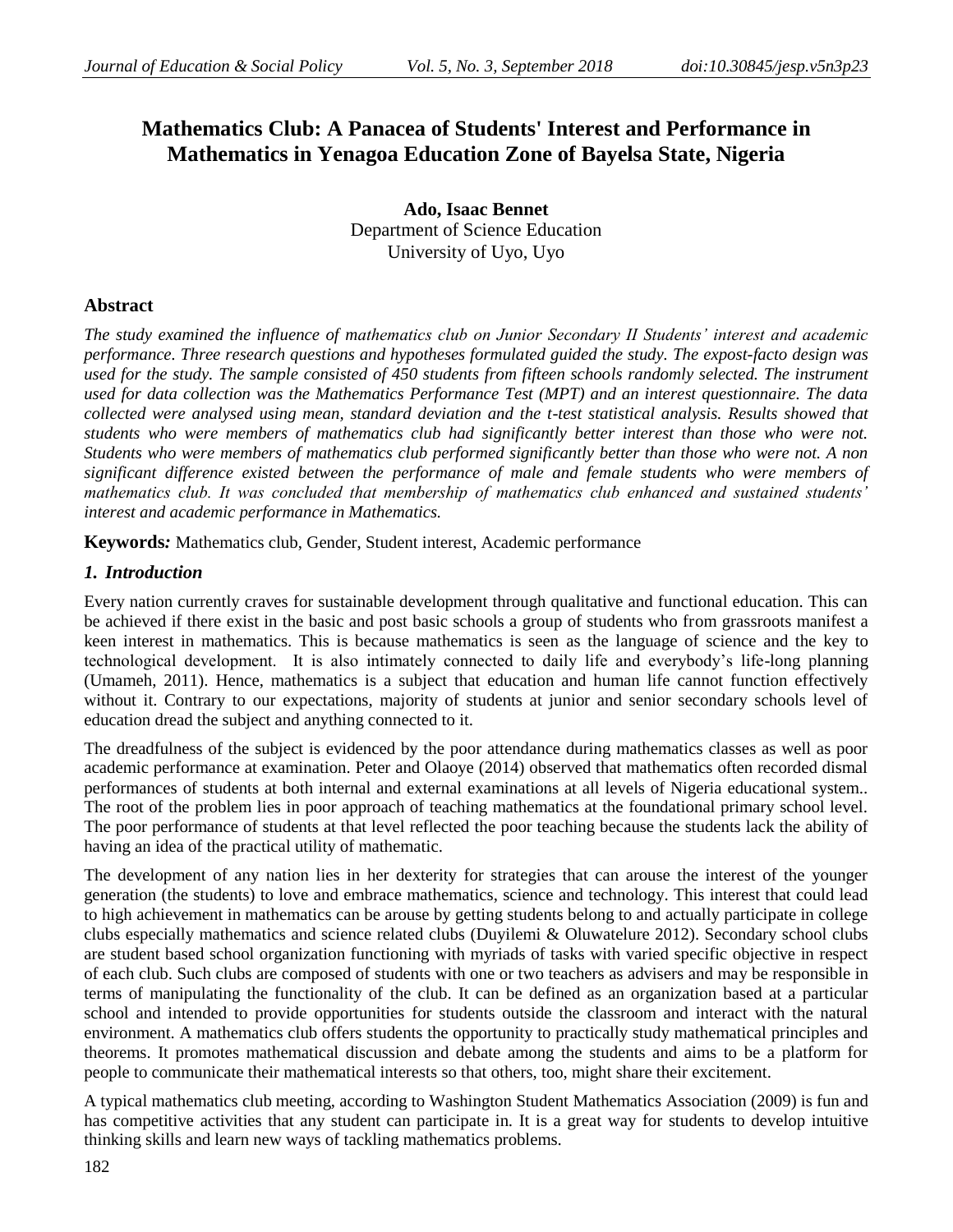# Mathematics Club: A Panacea of Students' Interest and Performance in Mathematics in Yenagoa Education Zone of Bayelsa State, Nigeria

**Ado, Isaac Bennet**
Department of Science Education
University of Uyo, Uyo

## Abstract

*The study examined the influence of mathematics club on Junior Secondary II Students' interest and academic performance. Three research questions and hypotheses formulated guided the study. The expost-facto design was used for the study. The sample consisted of 450 students from fifteen schools randomly selected. The instrument used for data collection was the Mathematics Performance Test (MPT) and an interest questionnaire. The data collected were analysed using mean, standard deviation and the t-test statistical analysis. Results showed that students who were members of mathematics club had significantly better interest than those who were not. Students who were members of mathematics club performed significantly better than those who were not. A non significant difference existed between the performance of male and female students who were members of mathematics club. It was concluded that membership of mathematics club enhanced and sustained students' interest and academic performance in Mathematics.*

**Keywords***:* Mathematics club, Gender, Student interest, Academic performance

## *1. Introduction*

Every nation currently craves for sustainable development through qualitative and functional education. This can be achieved if there exist in the basic and post basic schools a group of students who from grassroots manifest a keen interest in mathematics. This is because mathematics is seen as the language of science and the key to technological development. It is also intimately connected to daily life and everybody's life-long planning (Umameh, 2011). Hence, mathematics is a subject that education and human life cannot function effectively without it. Contrary to our expectations, majority of students at junior and senior secondary schools level of education dread the subject and anything connected to it.

The dreadfulness of the subject is evidenced by the poor attendance during mathematics classes as well as poor academic performance at examination. Peter and Olaoye (2014) observed that mathematics often recorded dismal performances of students at both internal and external examinations at all levels of Nigeria educational system.. The root of the problem lies in poor approach of teaching mathematics at the foundational primary school level. The poor performance of students at that level reflected the poor teaching because the students lack the ability of having an idea of the practical utility of mathematic.

The development of any nation lies in her dexterity for strategies that can arouse the interest of the younger generation (the students) to love and embrace mathematics, science and technology. This interest that could lead to high achievement in mathematics can be arouse by getting students belong to and actually participate in college clubs especially mathematics and science related clubs (Duyilemi & Oluwatelure 2012). Secondary school clubs are student based school organization functioning with myriads of tasks with varied specific objective in respect of each club. Such clubs are composed of students with one or two teachers as advisers and may be responsible in terms of manipulating the functionality of the club. It can be defined as an organization based at a particular school and intended to provide opportunities for students outside the classroom and interact with the natural environment. A mathematics club offers students the opportunity to practically study mathematical principles and theorems. It promotes mathematical discussion and debate among the students and aims to be a platform for people to communicate their mathematical interests so that others, too, might share their excitement.

A typical mathematics club meeting, according to Washington Student Mathematics Association (2009) is fun and has competitive activities that any student can participate in. It is a great way for students to develop intuitive thinking skills and learn new ways of tackling mathematics problems.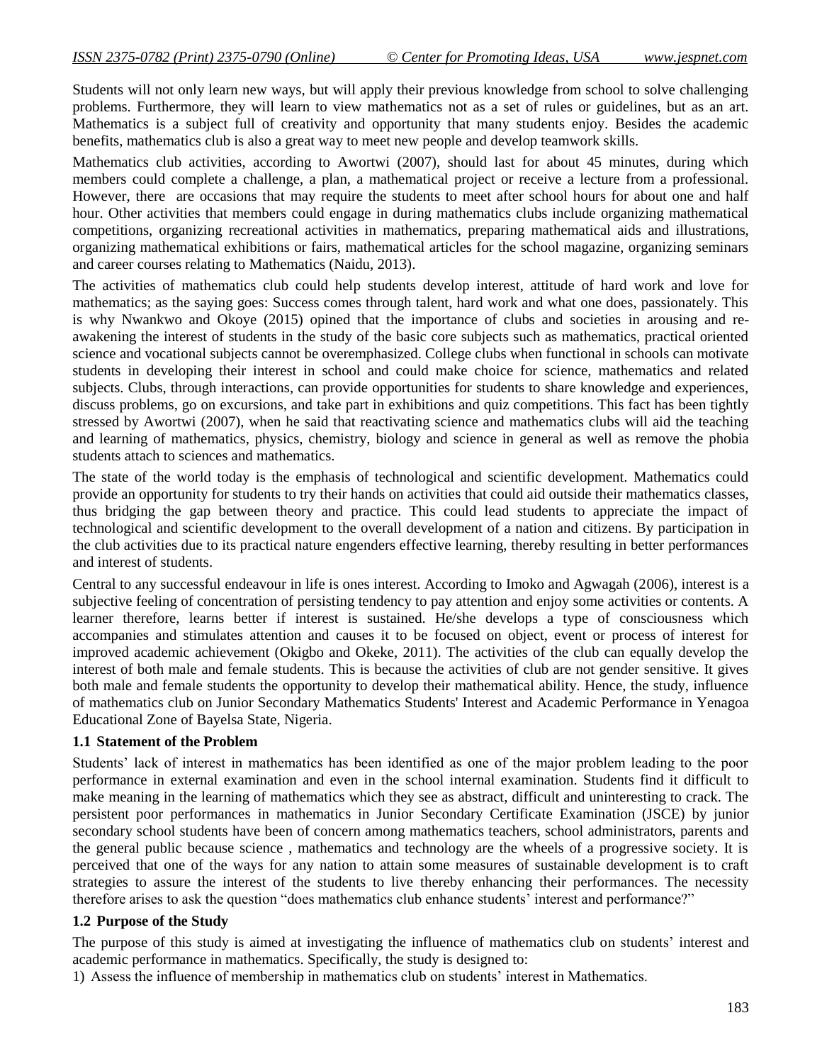Students will not only learn new ways, but will apply their previous knowledge from school to solve challenging problems. Furthermore, they will learn to view mathematics not as a set of rules or guidelines, but as an art. Mathematics is a subject full of creativity and opportunity that many students enjoy. Besides the academic benefits, mathematics club is also a great way to meet new people and develop teamwork skills.

Mathematics club activities, according to Awortwi (2007), should last for about 45 minutes, during which members could complete a challenge, a plan, a mathematical project or receive a lecture from a professional. However, there are occasions that may require the students to meet after school hours for about one and half hour. Other activities that members could engage in during mathematics clubs include organizing mathematical competitions, organizing recreational activities in mathematics, preparing mathematical aids and illustrations, organizing mathematical exhibitions or fairs, mathematical articles for the school magazine, organizing seminars and career courses relating to Mathematics (Naidu, 2013).

The activities of mathematics club could help students develop interest, attitude of hard work and love for mathematics; as the saying goes: Success comes through talent, hard work and what one does, passionately. This is why Nwankwo and Okoye (2015) opined that the importance of clubs and societies in arousing and re-awakening the interest of students in the study of the basic core subjects such as mathematics, practical oriented science and vocational subjects cannot be overemphasized. College clubs when functional in schools can motivate students in developing their interest in school and could make choice for science, mathematics and related subjects. Clubs, through interactions, can provide opportunities for students to share knowledge and experiences, discuss problems, go on excursions, and take part in exhibitions and quiz competitions. This fact has been tightly stressed by Awortwi (2007), when he said that reactivating science and mathematics clubs will aid the teaching and learning of mathematics, physics, chemistry, biology and science in general as well as remove the phobia students attach to sciences and mathematics.

The state of the world today is the emphasis of technological and scientific development. Mathematics could provide an opportunity for students to try their hands on activities that could aid outside their mathematics classes, thus bridging the gap between theory and practice. This could lead students to appreciate the impact of technological and scientific development to the overall development of a nation and citizens. By participation in the club activities due to its practical nature engenders effective learning, thereby resulting in better performances and interest of students.

Central to any successful endeavour in life is ones interest. According to Imoko and Agwagah (2006), interest is a subjective feeling of concentration of persisting tendency to pay attention and enjoy some activities or contents. A learner therefore, learns better if interest is sustained. He/she develops a type of consciousness which accompanies and stimulates attention and causes it to be focused on object, event or process of interest for improved academic achievement (Okigbo and Okeke, 2011). The activities of the club can equally develop the interest of both male and female students. This is because the activities of club are not gender sensitive. It gives both male and female students the opportunity to develop their mathematical ability. Hence, the study, influence of mathematics club on Junior Secondary Mathematics Students' Interest and Academic Performance in Yenagoa Educational Zone of Bayelsa State, Nigeria.

### 1.1 Statement of the Problem

Students' lack of interest in mathematics has been identified as one of the major problem leading to the poor performance in external examination and even in the school internal examination. Students find it difficult to make meaning in the learning of mathematics which they see as abstract, difficult and uninteresting to crack. The persistent poor performances in mathematics in Junior Secondary Certificate Examination (JSCE) by junior secondary school students have been of concern among mathematics teachers, school administrators, parents and the general public because science , mathematics and technology are the wheels of a progressive society. It is perceived that one of the ways for any nation to attain some measures of sustainable development is to craft strategies to assure the interest of the students to live thereby enhancing their performances. The necessity therefore arises to ask the question "does mathematics club enhance students' interest and performance?"

### 1.2 Purpose of the Study

The purpose of this study is aimed at investigating the influence of mathematics club on students' interest and academic performance in mathematics. Specifically, the study is designed to:

1) Assess the influence of membership in mathematics club on students' interest in Mathematics.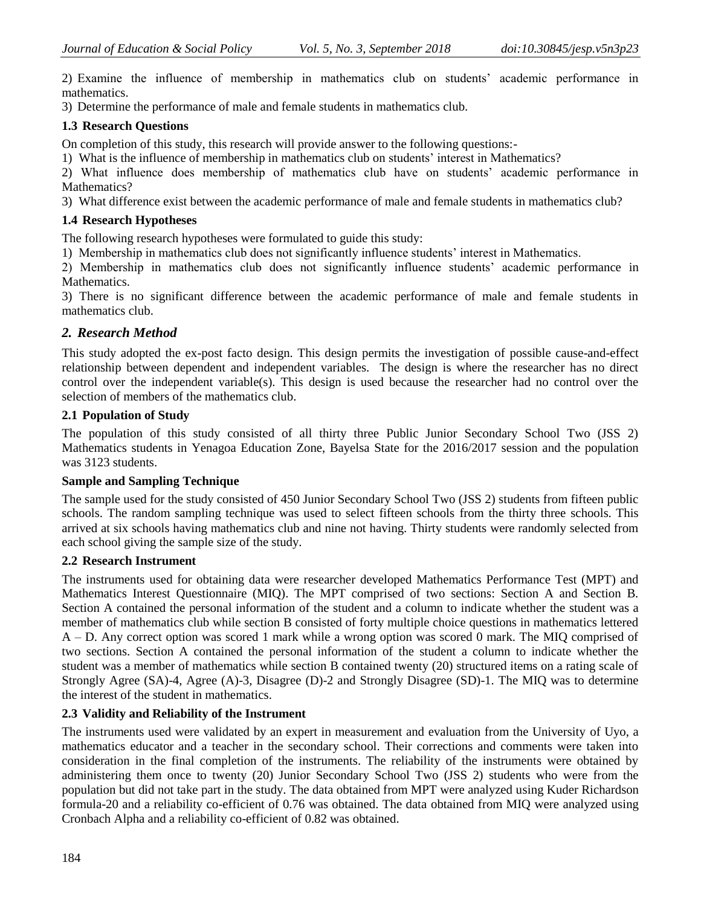2) Examine the influence of membership in mathematics club on students' academic performance in mathematics.

3) Determine the performance of male and female students in mathematics club.

### 1.3 Research Questions

On completion of this study, this research will provide answer to the following questions:-

1) What is the influence of membership in mathematics club on students' interest in Mathematics?

2) What influence does membership of mathematics club have on students' academic performance in Mathematics?

3) What difference exist between the academic performance of male and female students in mathematics club?

### 1.4 Research Hypotheses

The following research hypotheses were formulated to guide this study:

1) Membership in mathematics club does not significantly influence students' interest in Mathematics.

2) Membership in mathematics club does not significantly influence students' academic performance in Mathematics.

3) There is no significant difference between the academic performance of male and female students in mathematics club.

## *2. Research Method*

This study adopted the ex-post facto design. This design permits the investigation of possible cause-and-effect relationship between dependent and independent variables. The design is where the researcher has no direct control over the independent variable(s). This design is used because the researcher had no control over the selection of members of the mathematics club.

### 2.1 Population of Study

The population of this study consisted of all thirty three Public Junior Secondary School Two (JSS 2) Mathematics students in Yenagoa Education Zone, Bayelsa State for the 2016/2017 session and the population was 3123 students.

### Sample and Sampling Technique

The sample used for the study consisted of 450 Junior Secondary School Two (JSS 2) students from fifteen public schools. The random sampling technique was used to select fifteen schools from the thirty three schools. This arrived at six schools having mathematics club and nine not having. Thirty students were randomly selected from each school giving the sample size of the study.

### 2.2 Research Instrument

The instruments used for obtaining data were researcher developed Mathematics Performance Test (MPT) and Mathematics Interest Questionnaire (MIQ). The MPT comprised of two sections: Section A and Section B. Section A contained the personal information of the student and a column to indicate whether the student was a member of mathematics club while section B consisted of forty multiple choice questions in mathematics lettered A – D. Any correct option was scored 1 mark while a wrong option was scored 0 mark. The MIQ comprised of two sections. Section A contained the personal information of the student a column to indicate whether the student was a member of mathematics while section B contained twenty (20) structured items on a rating scale of Strongly Agree (SA)-4, Agree (A)-3, Disagree (D)-2 and Strongly Disagree (SD)-1. The MIQ was to determine the interest of the student in mathematics.

### 2.3 Validity and Reliability of the Instrument

The instruments used were validated by an expert in measurement and evaluation from the University of Uyo, a mathematics educator and a teacher in the secondary school. Their corrections and comments were taken into consideration in the final completion of the instruments. The reliability of the instruments were obtained by administering them once to twenty (20) Junior Secondary School Two (JSS 2) students who were from the population but did not take part in the study. The data obtained from MPT were analyzed using Kuder Richardson formula-20 and a reliability co-efficient of 0.76 was obtained. The data obtained from MIQ were analyzed using Cronbach Alpha and a reliability co-efficient of 0.82 was obtained.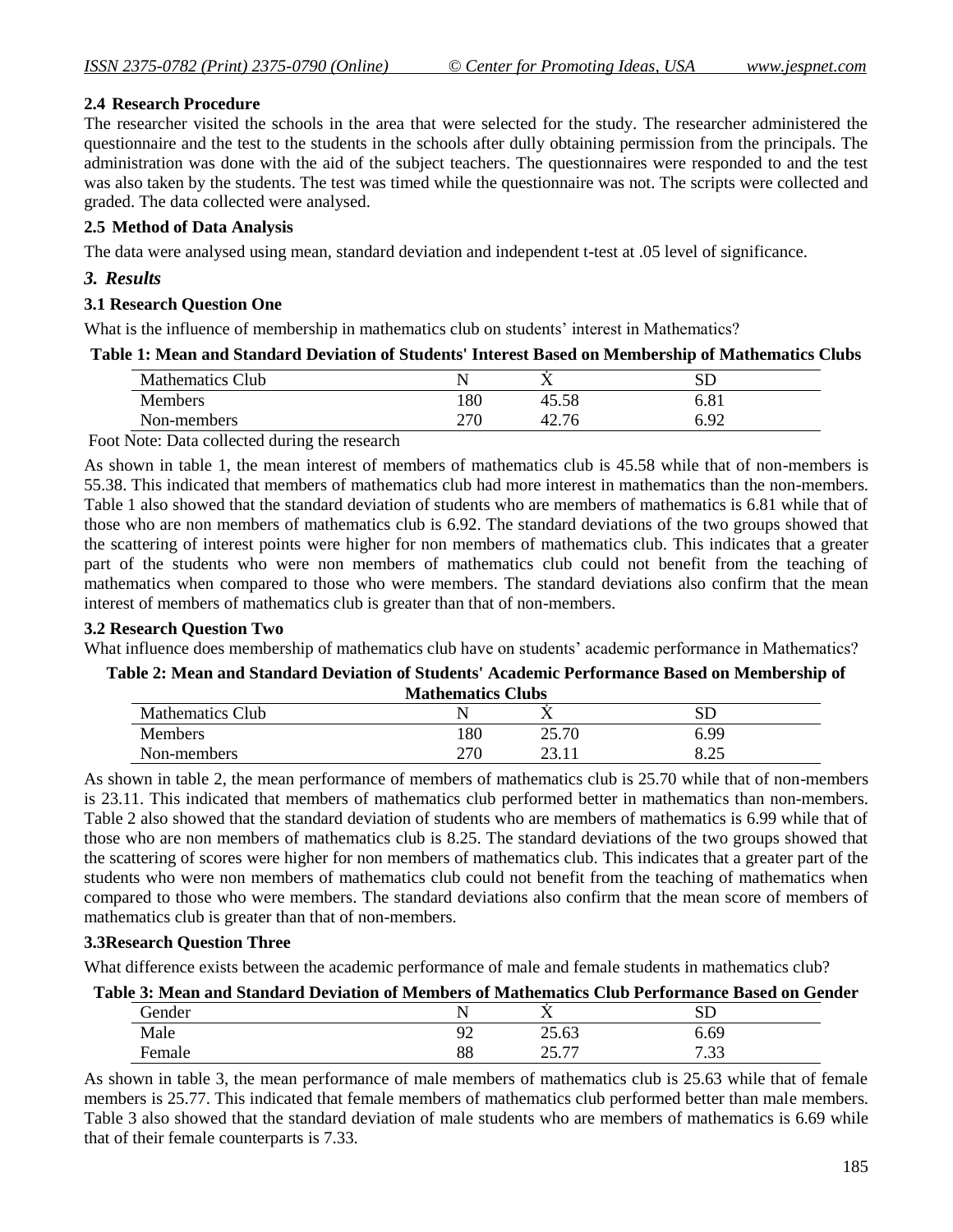### 2.4 Research Procedure

The researcher visited the schools in the area that were selected for the study. The researcher administered the questionnaire and the test to the students in the schools after dully obtaining permission from the principals. The administration was done with the aid of the subject teachers. The questionnaires were responded to and the test was also taken by the students. The test was timed while the questionnaire was not. The scripts were collected and graded. The data collected were analysed.

### 2.5 Method of Data Analysis

The data were analysed using mean, standard deviation and independent t-test at .05 level of significance.

## *3. Results*

### 3.1 Research Question One

What is the influence of membership in mathematics club on students' interest in Mathematics?

**Table 1: Mean and Standard Deviation of Students' Interest Based on Membership of Mathematics Clubs**

| Mathematics Club | N | $\dot{X}$ | SD |
|---|---|---|---|
| Members | 180 | 45.58 | 6.81 |
| Non-members | 270 | 42.76 | 6.92 |

Foot Note: Data collected during the research

As shown in table 1, the mean interest of members of mathematics club is 45.58 while that of non-members is 55.38. This indicated that members of mathematics club had more interest in mathematics than the non-members. Table 1 also showed that the standard deviation of students who are members of mathematics is 6.81 while that of those who are non members of mathematics club is 6.92. The standard deviations of the two groups showed that the scattering of interest points were higher for non members of mathematics club. This indicates that a greater part of the students who were non members of mathematics club could not benefit from the teaching of mathematics when compared to those who were members. The standard deviations also confirm that the mean interest of members of mathematics club is greater than that of non-members.

### 3.2 Research Question Two

What influence does membership of mathematics club have on students' academic performance in Mathematics?

**Table 2: Mean and Standard Deviation of Students' Academic Performance Based on Membership of Mathematics Clubs**

| Mathematics Club | N | $\dot{X}$ | SD |
|---|---|---|---|
| Members | 180 | 25.70 | 6.99 |
| Non-members | 270 | 23.11 | 8.25 |

As shown in table 2, the mean performance of members of mathematics club is 25.70 while that of non-members is 23.11. This indicated that members of mathematics club performed better in mathematics than non-members. Table 2 also showed that the standard deviation of students who are members of mathematics is 6.99 while that of those who are non members of mathematics club is 8.25. The standard deviations of the two groups showed that the scattering of scores were higher for non members of mathematics club. This indicates that a greater part of the students who were non members of mathematics club could not benefit from the teaching of mathematics when compared to those who were members. The standard deviations also confirm that the mean score of members of mathematics club is greater than that of non-members.

### 3.3Research Question Three

What difference exists between the academic performance of male and female students in mathematics club?

**Table 3: Mean and Standard Deviation of Members of Mathematics Club Performance Based on Gender**

| Gender | N | $\dot{X}$ | SD |
|---|---|---|---|
| Male | 92 | 25.63 | 6.69 |
| Female | 88 | 25.77 | 7.33 |

As shown in table 3, the mean performance of male members of mathematics club is 25.63 while that of female members is 25.77. This indicated that female members of mathematics club performed better than male members. Table 3 also showed that the standard deviation of male students who are members of mathematics is 6.69 while that of their female counterparts is 7.33.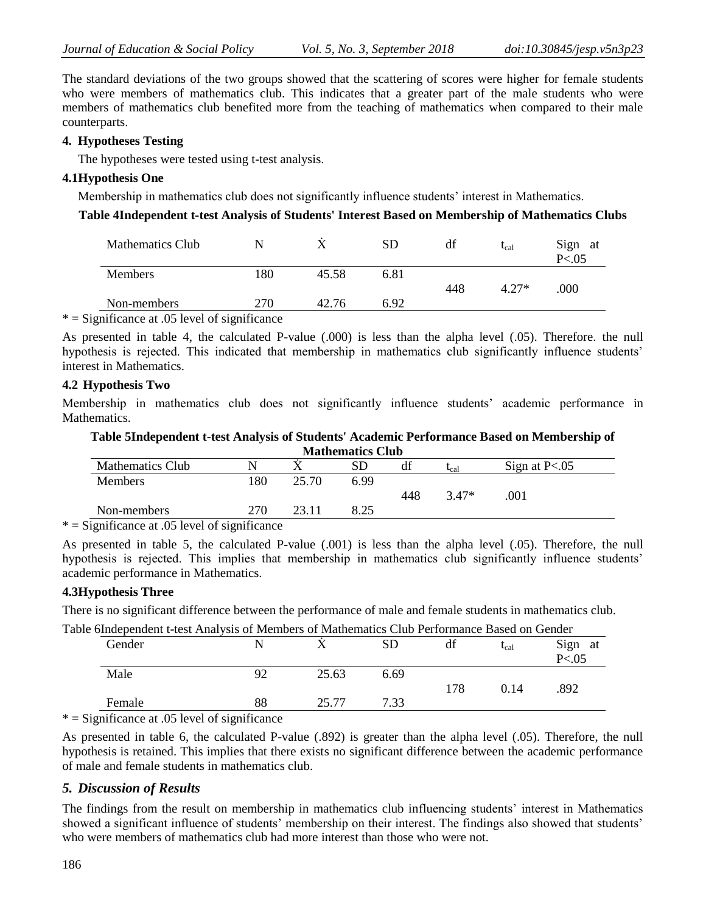The standard deviations of the two groups showed that the scattering of scores were higher for female students who were members of mathematics club. This indicates that a greater part of the male students who were members of mathematics club benefited more from the teaching of mathematics when compared to their male counterparts.

### 4. Hypotheses Testing

The hypotheses were tested using t-test analysis.

#### 4.1Hypothesis One

Membership in mathematics club does not significantly influence students' interest in Mathematics.

**Table 4Independent t-test Analysis of Students' Interest Based on Membership of Mathematics Clubs**

| Mathematics Club | N | $\dot{X}$ | SD | df | $t_{cal}$ | Sign at P<.05 |
|---|---|---|---|---|---|---|
| Members | 180 | 45.58 | 6.81 | 448 | 4.27* | .000 |
| Non-members | 270 | 42.76 | 6.92 | | | |

\* = Significance at .05 level of significance

As presented in table 4, the calculated P-value (.000) is less than the alpha level (.05). Therefore. the null hypothesis is rejected. This indicated that membership in mathematics club significantly influence students' interest in Mathematics.

#### 4.2 Hypothesis Two

Membership in mathematics club does not significantly influence students' academic performance in Mathematics.

**Table 5Independent t-test Analysis of Students' Academic Performance Based on Membership of Mathematics Club**

| Mathematics Club | N | $\dot{X}$ | SD | df | $t_{cal}$ | Sign at P<.05 |
|---|---|---|---|---|---|---|
| Members | 180 | 25.70 | 6.99 | 448 | 3.47* | .001 |
| Non-members | 270 | 23.11 | 8.25 | | | |

\* = Significance at .05 level of significance

As presented in table 5, the calculated P-value (.001) is less than the alpha level (.05). Therefore, the null hypothesis is rejected. This implies that membership in mathematics club significantly influence students' academic performance in Mathematics.

#### 4.3Hypothesis Three

There is no significant difference between the performance of male and female students in mathematics club.

Table 6Independent t-test Analysis of Members of Mathematics Club Performance Based on Gender

| Gender | N | $\dot{X}$ | SD | df | $t_{cal}$ | Sign at P<.05 |
|---|---|---|---|---|---|---|
| Male | 92 | 25.63 | 6.69 | 178 | 0.14 | .892 |
| Female | 88 | 25.77 | 7.33 | | | |

\* = Significance at .05 level of significance

As presented in table 6, the calculated P-value (.892) is greater than the alpha level (.05). Therefore, the null hypothesis is retained. This implies that there exists no significant difference between the academic performance of male and female students in mathematics club.

### *5. Discussion of Results*

The findings from the result on membership in mathematics club influencing students' interest in Mathematics showed a significant influence of students' membership on their interest. The findings also showed that students' who were members of mathematics club had more interest than those who were not.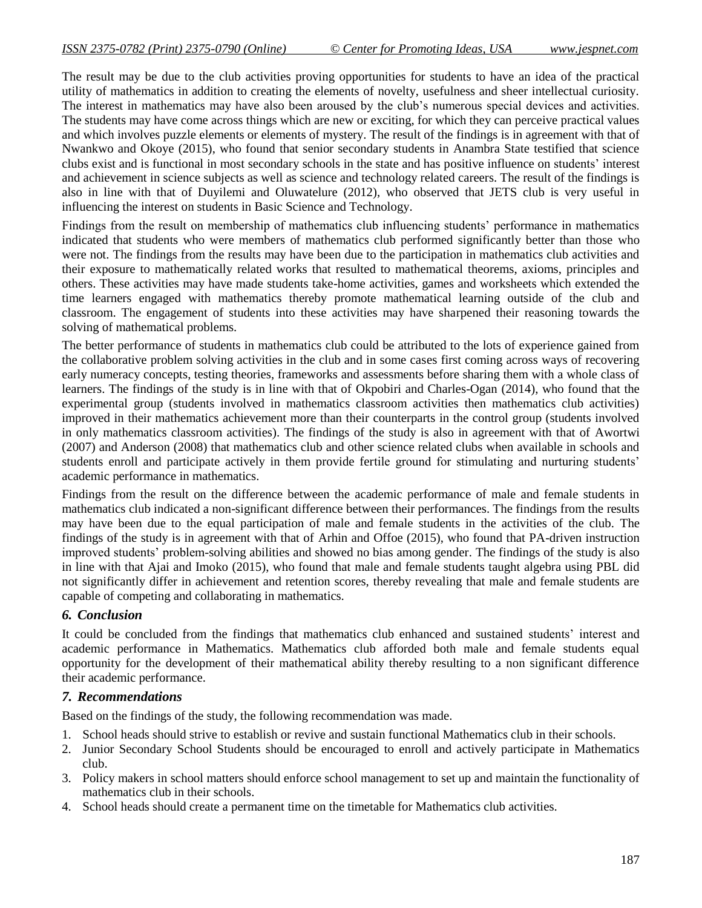The result may be due to the club activities proving opportunities for students to have an idea of the practical utility of mathematics in addition to creating the elements of novelty, usefulness and sheer intellectual curiosity. The interest in mathematics may have also been aroused by the club's numerous special devices and activities. The students may have come across things which are new or exciting, for which they can perceive practical values and which involves puzzle elements or elements of mystery. The result of the findings is in agreement with that of Nwankwo and Okoye (2015), who found that senior secondary students in Anambra State testified that science clubs exist and is functional in most secondary schools in the state and has positive influence on students' interest and achievement in science subjects as well as science and technology related careers. The result of the findings is also in line with that of Duyilemi and Oluwatelure (2012), who observed that JETS club is very useful in influencing the interest on students in Basic Science and Technology.

Findings from the result on membership of mathematics club influencing students' performance in mathematics indicated that students who were members of mathematics club performed significantly better than those who were not. The findings from the results may have been due to the participation in mathematics club activities and their exposure to mathematically related works that resulted to mathematical theorems, axioms, principles and others. These activities may have made students take-home activities, games and worksheets which extended the time learners engaged with mathematics thereby promote mathematical learning outside of the club and classroom. The engagement of students into these activities may have sharpened their reasoning towards the solving of mathematical problems.

The better performance of students in mathematics club could be attributed to the lots of experience gained from the collaborative problem solving activities in the club and in some cases first coming across ways of recovering early numeracy concepts, testing theories, frameworks and assessments before sharing them with a whole class of learners. The findings of the study is in line with that of Okpobiri and Charles-Ogan (2014), who found that the experimental group (students involved in mathematics classroom activities then mathematics club activities) improved in their mathematics achievement more than their counterparts in the control group (students involved in only mathematics classroom activities). The findings of the study is also in agreement with that of Awortwi (2007) and Anderson (2008) that mathematics club and other science related clubs when available in schools and students enroll and participate actively in them provide fertile ground for stimulating and nurturing students' academic performance in mathematics.

Findings from the result on the difference between the academic performance of male and female students in mathematics club indicated a non-significant difference between their performances. The findings from the results may have been due to the equal participation of male and female students in the activities of the club. The findings of the study is in agreement with that of Arhin and Offoe (2015), who found that PA-driven instruction improved students' problem-solving abilities and showed no bias among gender. The findings of the study is also in line with that Ajai and Imoko (2015), who found that male and female students taught algebra using PBL did not significantly differ in achievement and retention scores, thereby revealing that male and female students are capable of competing and collaborating in mathematics.

### *6. Conclusion*

It could be concluded from the findings that mathematics club enhanced and sustained students' interest and academic performance in Mathematics. Mathematics club afforded both male and female students equal opportunity for the development of their mathematical ability thereby resulting to a non significant difference their academic performance.

### *7. Recommendations*

Based on the findings of the study, the following recommendation was made.

1. School heads should strive to establish or revive and sustain functional Mathematics club in their schools.
2. Junior Secondary School Students should be encouraged to enroll and actively participate in Mathematics club.
3. Policy makers in school matters should enforce school management to set up and maintain the functionality of mathematics club in their schools.
4. School heads should create a permanent time on the timetable for Mathematics club activities.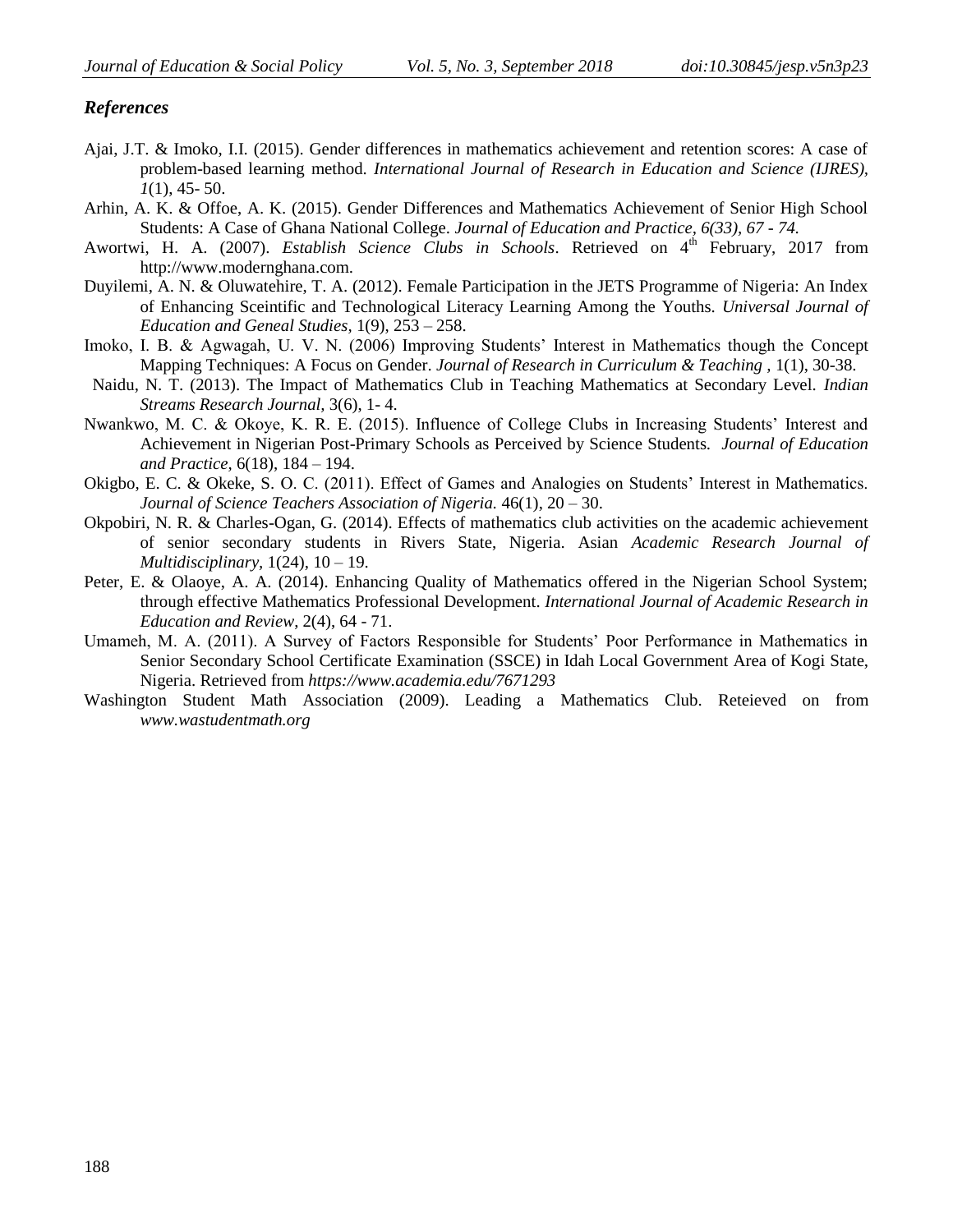### *References*

Ajai, J.T. & Imoko, I.I. (2015). Gender differences in mathematics achievement and retention scores: A case of problem-based learning method. *International Journal of Research in Education and Science (IJRES), 1*(1), 45- 50.

Arhin, A. K. & Offoe, A. K. (2015). Gender Differences and Mathematics Achievement of Senior High School Students: A Case of Ghana National College. *Journal of Education and Practice, 6(33), 67 - 74.*

Awortwi, H. A. (2007). *Establish Science Clubs in Schools*. Retrieved on 4th February, 2017 from http://www.modernghana.com.

Duyilemi, A. N. & Oluwatehire, T. A. (2012). Female Participation in the JETS Programme of Nigeria: An Index of Enhancing Sceintific and Technological Literacy Learning Among the Youths. *Universal Journal of Education and Geneal Studies*, 1(9), 253 – 258.

Imoko, I. B. & Agwagah, U. V. N. (2006) Improving Students' Interest in Mathematics though the Concept Mapping Techniques: A Focus on Gender. *Journal of Research in Curriculum & Teaching* , 1(1), 30-38.

Naidu, N. T. (2013). The Impact of Mathematics Club in Teaching Mathematics at Secondary Level. *Indian Streams Research Journal*, 3(6), 1- 4.

Nwankwo, M. C. & Okoye, K. R. E. (2015). Influence of College Clubs in Increasing Students' Interest and Achievement in Nigerian Post-Primary Schools as Perceived by Science Students. *Journal of Education and Practice*, 6(18), 184 – 194.

Okigbo, E. C. & Okeke, S. O. C. (2011). Effect of Games and Analogies on Students' Interest in Mathematics. *Journal of Science Teachers Association of Nigeria.* 46(1), 20 – 30.

Okpobiri, N. R. & Charles-Ogan, G. (2014). Effects of mathematics club activities on the academic achievement of senior secondary students in Rivers State, Nigeria. Asian *Academic Research Journal of Multidisciplinary*, 1(24), 10 – 19.

Peter, E. & Olaoye, A. A. (2014). Enhancing Quality of Mathematics offered in the Nigerian School System; through effective Mathematics Professional Development. *International Journal of Academic Research in Education and Review*, 2(4), 64 - 71.

Umameh, M. A. (2011). A Survey of Factors Responsible for Students' Poor Performance in Mathematics in Senior Secondary School Certificate Examination (SSCE) in Idah Local Government Area of Kogi State, Nigeria. Retrieved from *https://www.academia.edu/7671293*

Washington Student Math Association (2009). Leading a Mathematics Club. Reteieved on from *www.wastudentmath.org*